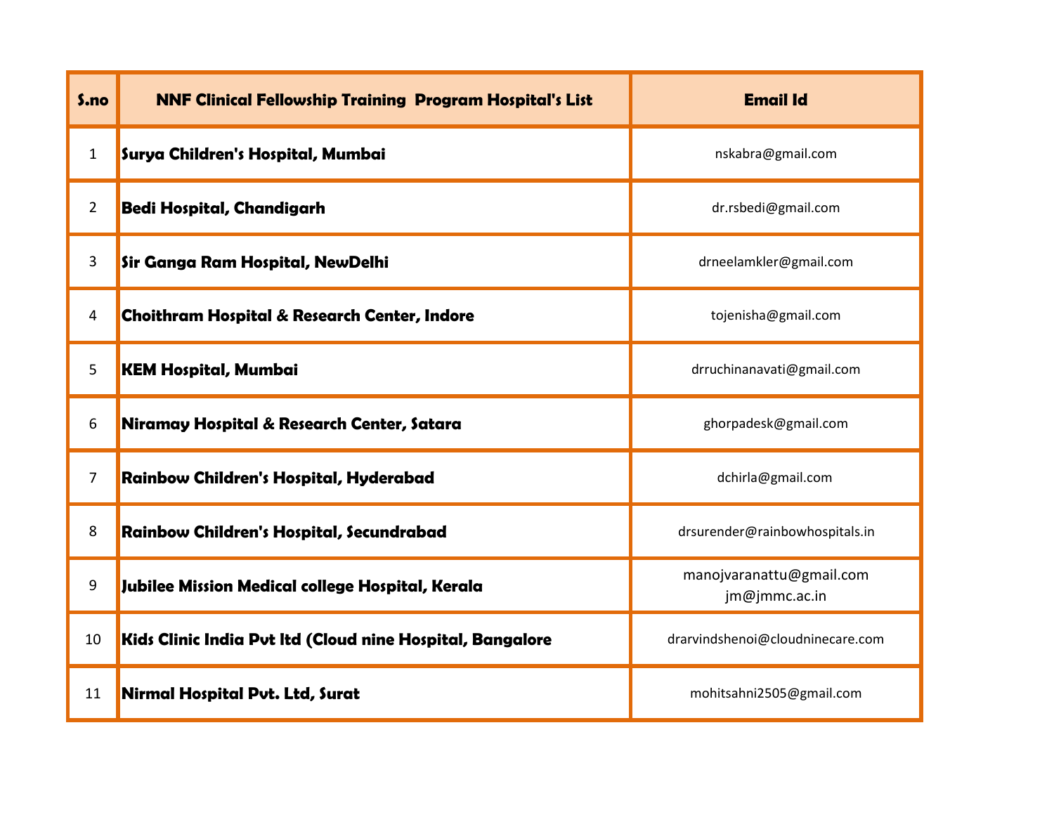| S.no | NNF Clinical Fellowship Training Program Hospital's List | Email Id |
|---|---|---|
| 1 | **Surya Children's Hospital, Mumbai** | nskabra@gmail.com |
| 2 | **Bedi Hospital, Chandigarh** | dr.rsbedi@gmail.com |
| 3 | **Sir Ganga Ram Hospital, NewDelhi** | drneelamkler@gmail.com |
| 4 | **Choithram Hospital & Research Center, Indore** | tojenisha@gmail.com |
| 5 | **KEM Hospital, Mumbai** | drruchinanavati@gmail.com |
| 6 | **Niramay Hospital & Research Center, Satara** | ghorpadesk@gmail.com |
| 7 | **Rainbow Children's Hospital, Hyderabad** | dchirla@gmail.com |
| 8 | **Rainbow Children's Hospital, Secundrabad** | drsurender@rainbowhospitals.in |
| 9 | **Jubilee Mission Medical college Hospital, Kerala** | manojvaranattu@gmail.com jm@jmmc.ac.in |
| 10 | **Kids Clinic India Pvt ltd (Cloud nine Hospital, Bangalore** | drarvindshenoi@cloudninecare.com |
| 11 | **Nirmal Hospital Pvt. Ltd, Surat** | mohitsahni2505@gmail.com |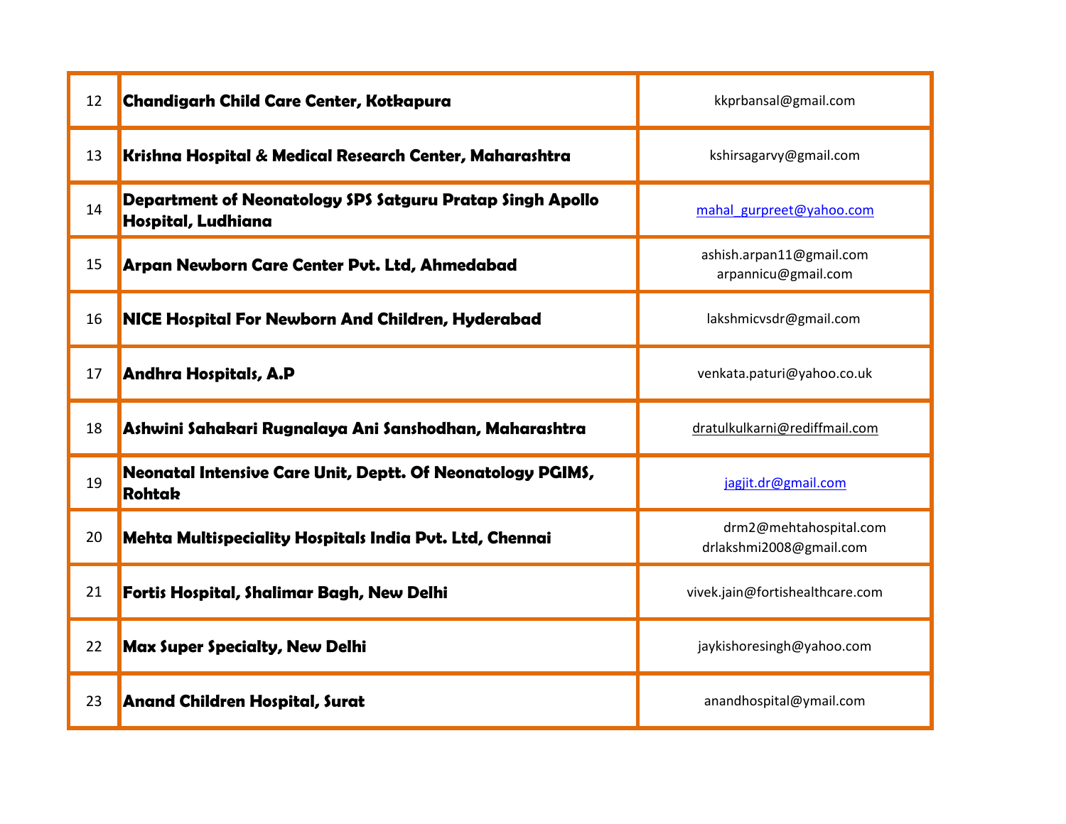| | | |
|---|---|---|
| 12 | **Chandigarh Child Care Center, Kotkapura** | kkprbansal@gmail.com |
| 13 | **Krishna Hospital & Medical Research Center, Maharashtra** | kshirsagarvy@gmail.com |
| 14 | **Department of Neonatology SPS Satguru Pratap Singh Apollo Hospital, Ludhiana** | mahal_gurpreet@yahoo.com |
| 15 | **Arpan Newborn Care Center Pvt. Ltd, Ahmedabad** | ashish.arpan11@gmail.com arpannicu@gmail.com |
| 16 | **NICE Hospital For Newborn And Children, Hyderabad** | lakshmicvsdr@gmail.com |
| 17 | **Andhra Hospitals, A.P** | venkata.paturi@yahoo.co.uk |
| 18 | **Ashwini Sahakari Rugnalaya Ani Sanshodhan, Maharashtra** | dratulkulkarni@rediffmail.com |
| 19 | **Neonatal Intensive Care Unit, Deptt. Of Neonatology PGIMS, Rohtak** | jagjit.dr@gmail.com |
| 20 | **Mehta Multispeciality Hospitals India Pvt. Ltd, Chennai** | drm2@mehtahospital.com drlakshmi2008@gmail.com |
| 21 | **Fortis Hospital, Shalimar Bagh, New Delhi** | vivek.jain@fortishealthcare.com |
| 22 | **Max Super Specialty, New Delhi** | jaykishoresingh@yahoo.com |
| 23 | **Anand Children Hospital, Surat** | anandhospital@ymail.com |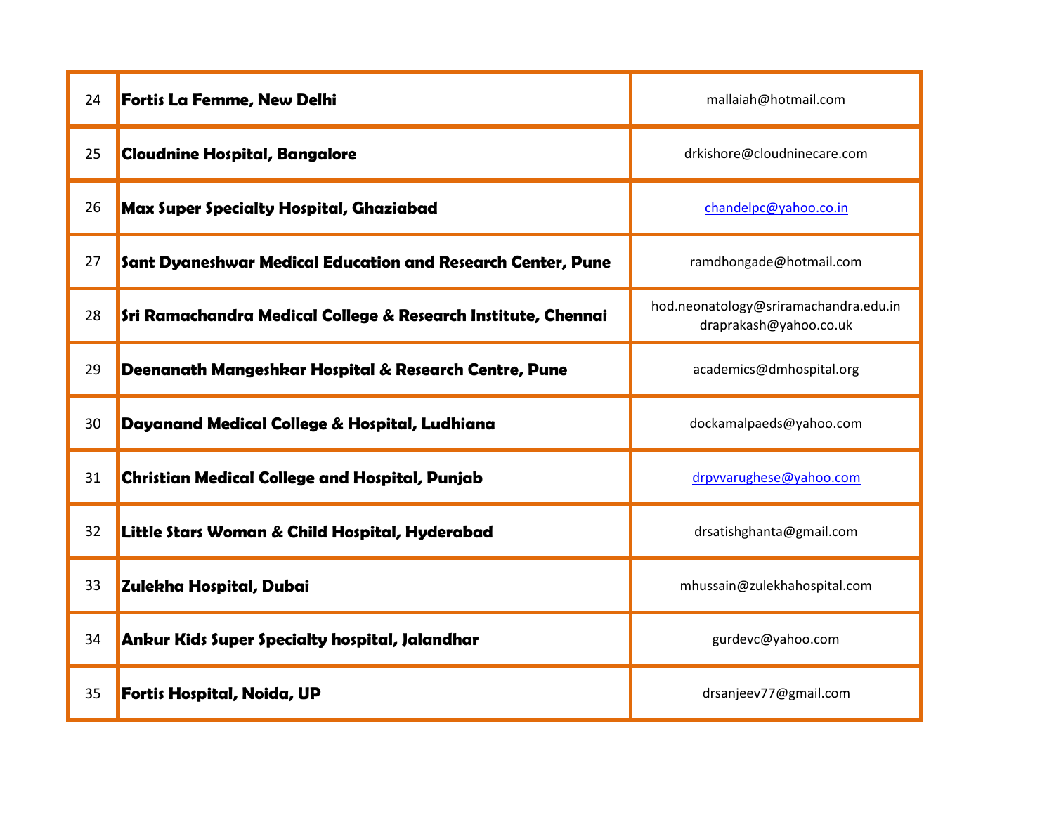| | | |
|---|---|---|
| 24 | **Fortis La Femme, New Delhi** | mallaiah@hotmail.com |
| 25 | **Cloudnine Hospital, Bangalore** | drkishore@cloudninecare.com |
| 26 | **Max Super Specialty Hospital, Ghaziabad** | chandelpc@yahoo.co.in |
| 27 | **Sant Dyaneshwar Medical Education and Research Center, Pune** | ramdhongade@hotmail.com |
| 28 | **Sri Ramachandra Medical College & Research Institute, Chennai** | hod.neonatology@sriramachandra.edu.in draprakash@yahoo.co.uk |
| 29 | **Deenanath Mangeshkar Hospital & Research Centre, Pune** | academics@dmhospital.org |
| 30 | **Dayanand Medical College & Hospital, Ludhiana** | dockamalpaeds@yahoo.com |
| 31 | **Christian Medical College and Hospital, Punjab** | drpvvarughese@yahoo.com |
| 32 | **Little Stars Woman & Child Hospital, Hyderabad** | drsatishghanta@gmail.com |
| 33 | **Zulekha Hospital, Dubai** | mhussain@zulekhahospital.com |
| 34 | **Ankur Kids Super Specialty hospital, Jalandhar** | gurdevc@yahoo.com |
| 35 | **Fortis Hospital, Noida, UP** | drsanjeev77@gmail.com |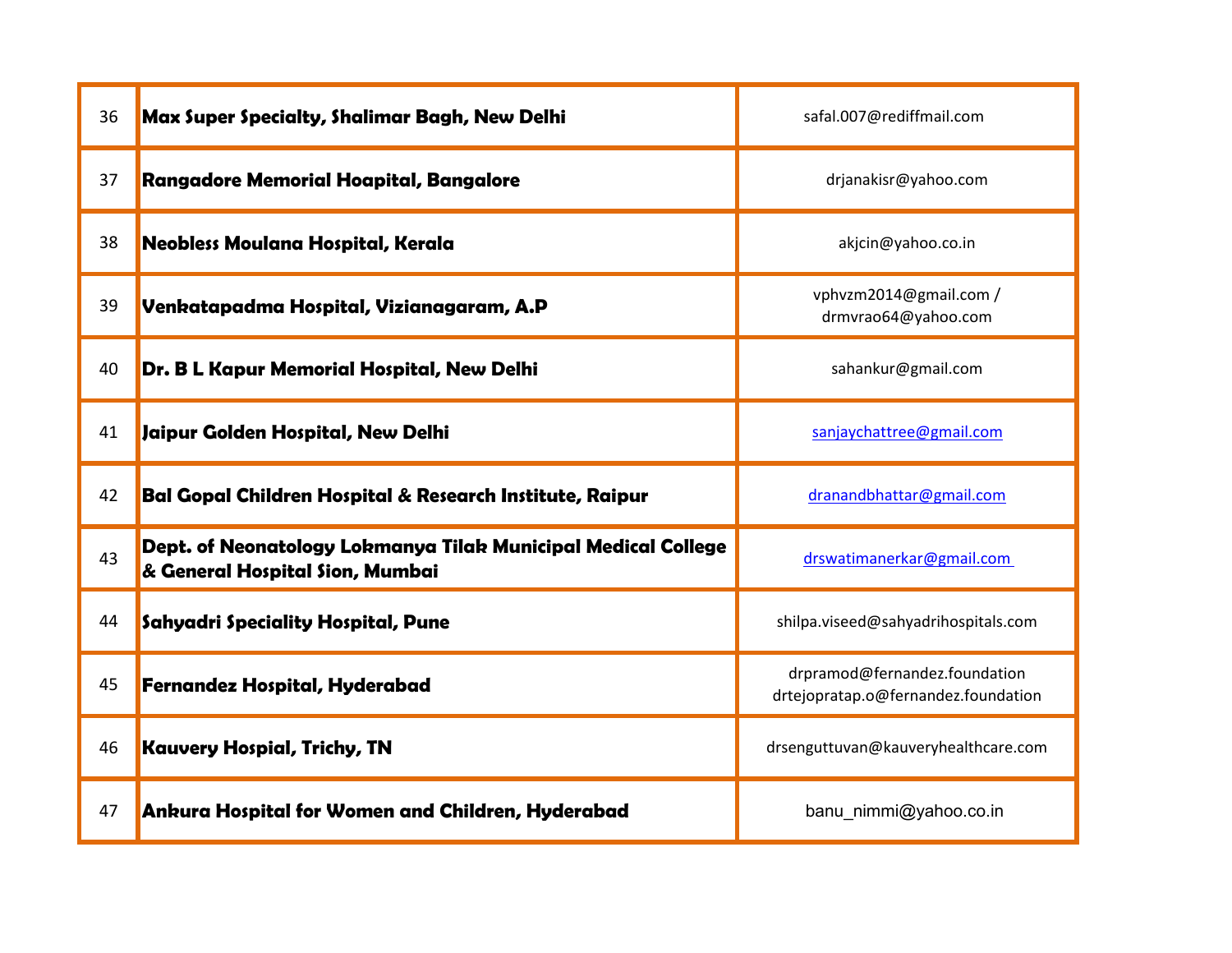| 36 | **Max Super Specialty, Shalimar Bagh, New Delhi** | safal.007@rediffmail.com |
|---|---|---|
| 37 | **Rangadore Memorial Hoapital, Bangalore** | drjanakisr@yahoo.com |
| 38 | **Neobless Moulana Hospital, Kerala** | akjcin@yahoo.co.in |
| 39 | **Venkatapadma Hospital, Vizianagaram, A.P** | vphvzm2014@gmail.com / drmvrao64@yahoo.com |
| 40 | **Dr. B L Kapur Memorial Hospital, New Delhi** | sahankur@gmail.com |
| 41 | **Jaipur Golden Hospital, New Delhi** | sanjaychattree@gmail.com |
| 42 | **Bal Gopal Children Hospital & Research Institute, Raipur** | dranandbhattar@gmail.com |
| 43 | **Dept. of Neonatology Lokmanya Tilak Municipal Medical College & General Hospital Sion, Mumbai** | drswatimanerkar@gmail.com |
| 44 | **Sahyadri Speciality Hospital, Pune** | shilpa.viseed@sahyadrihospitals.com |
| 45 | **Fernandez Hospital, Hyderabad** | drpramod@fernandez.foundation drtejopratap.o@fernandez.foundation |
| 46 | **Kauvery Hospial, Trichy, TN** | drsenguttuvan@kauveryhealthcare.com |
| 47 | **Ankura Hospital for Women and Children, Hyderabad** | banu_nimmi@yahoo.co.in |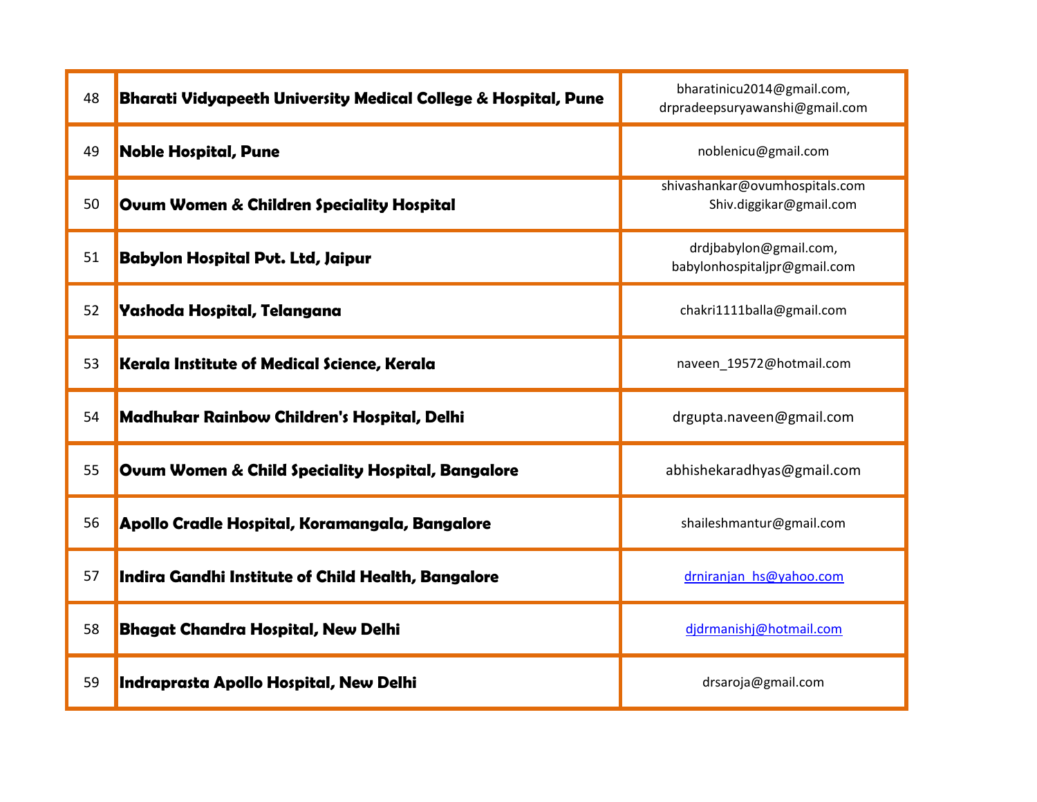| 48 | **Bharati Vidyapeeth University Medical College & Hospital, Pune** | bharatinicu2014@gmail.com, drpradeepsuryawanshi@gmail.com |
|---|---|---|
| 49 | **Noble Hospital, Pune** | noblenicu@gmail.com |
| 50 | **Ovum Women & Children Speciality Hospital** | shivashankar@ovumhospitals.com Shiv.diggikar@gmail.com |
| 51 | **Babylon Hospital Pvt. Ltd, Jaipur** | drdjbabylon@gmail.com, babylonhospitaljpr@gmail.com |
| 52 | **Yashoda Hospital, Telangana** | chakri1111balla@gmail.com |
| 53 | **Kerala Institute of Medical Science, Kerala** | naveen_19572@hotmail.com |
| 54 | **Madhukar Rainbow Children's Hospital, Delhi** | drgupta.naveen@gmail.com |
| 55 | **Ovum Women & Child Speciality Hospital, Bangalore** | abhishekaradhyas@gmail.com |
| 56 | **Apollo Cradle Hospital, Koramangala, Bangalore** | shaileshmantur@gmail.com |
| 57 | **Indira Gandhi Institute of Child Health, Bangalore** | drniranjan_hs@yahoo.com |
| 58 | **Bhagat Chandra Hospital, New Delhi** | djdrmanishj@hotmail.com |
| 59 | **Indraprasta Apollo Hospital, New Delhi** | drsaroja@gmail.com |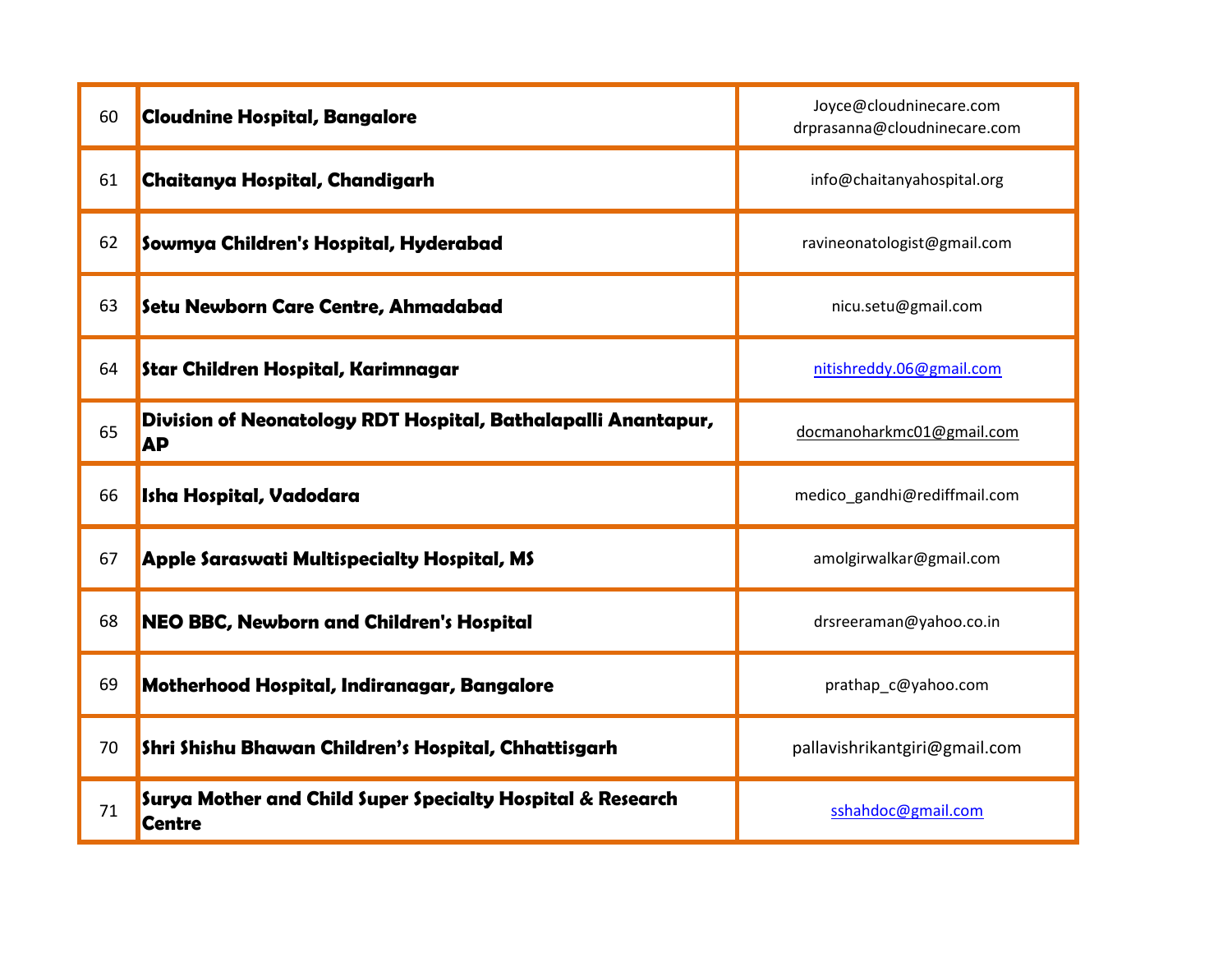| | | |
|---|---|---|
| 60 | **Cloudnine Hospital, Bangalore** | Joyce@cloudninecare.com drprasanna@cloudninecare.com |
| 61 | **Chaitanya Hospital, Chandigarh** | info@chaitanyahospital.org |
| 62 | **Sowmya Children's Hospital, Hyderabad** | ravineonatologist@gmail.com |
| 63 | **Setu Newborn Care Centre, Ahmadabad** | nicu.setu@gmail.com |
| 64 | **Star Children Hospital, Karimnagar** | nitishreddy.06@gmail.com |
| 65 | **Division of Neonatology RDT Hospital, Bathalapalli Anantapur, AP** | docmanoharkmc01@gmail.com |
| 66 | **Isha Hospital, Vadodara** | medico_gandhi@rediffmail.com |
| 67 | **Apple Saraswati Multispecialty Hospital, MS** | amolgirwalkar@gmail.com |
| 68 | **NEO BBC, Newborn and Children's Hospital** | drsreeraman@yahoo.co.in |
| 69 | **Motherhood Hospital, Indiranagar, Bangalore** | prathap_c@yahoo.com |
| 70 | **Shri Shishu Bhawan Children's Hospital, Chhattisgarh** | pallavishrikantgiri@gmail.com |
| 71 | **Surya Mother and Child Super Specialty Hospital & Research Centre** | sshahdoc@gmail.com |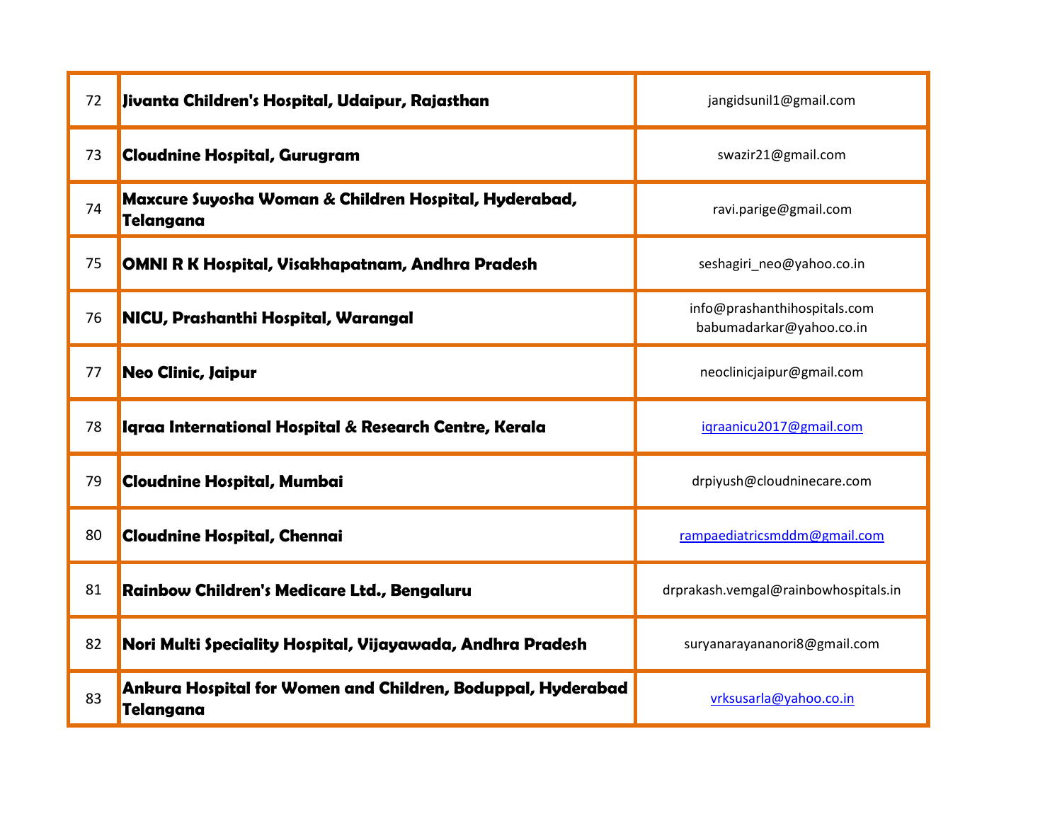| | | |
|---|---|---|
| 72 | **Jivanta Children's Hospital, Udaipur, Rajasthan** | jangidsunil1@gmail.com |
| 73 | **Cloudnine Hospital, Gurugram** | swazir21@gmail.com |
| 74 | **Maxcure Suyosha Woman & Children Hospital, Hyderabad, Telangana** | ravi.parige@gmail.com |
| 75 | **OMNI R K Hospital, Visakhapatnam, Andhra Pradesh** | seshagiri_neo@yahoo.co.in |
| 76 | **NICU, Prashanthi Hospital, Warangal** | info@prashanthihospitals.com babumadarkar@yahoo.co.in |
| 77 | **Neo Clinic, Jaipur** | neoclinicjaipur@gmail.com |
| 78 | **Iqraa International Hospital & Research Centre, Kerala** | iqraanicu2017@gmail.com |
| 79 | **Cloudnine Hospital, Mumbai** | drpiyush@cloudninecare.com |
| 80 | **Cloudnine Hospital, Chennai** | rampaediatricsmddm@gmail.com |
| 81 | **Rainbow Children's Medicare Ltd., Bengaluru** | drprakash.vemgal@rainbowhospitals.in |
| 82 | **Nori Multi Speciality Hospital, Vijayawada, Andhra Pradesh** | suryanarayananori8@gmail.com |
| 83 | **Ankura Hospital for Women and Children, Boduppal, Hyderabad Telangana** | vrksusarla@yahoo.co.in |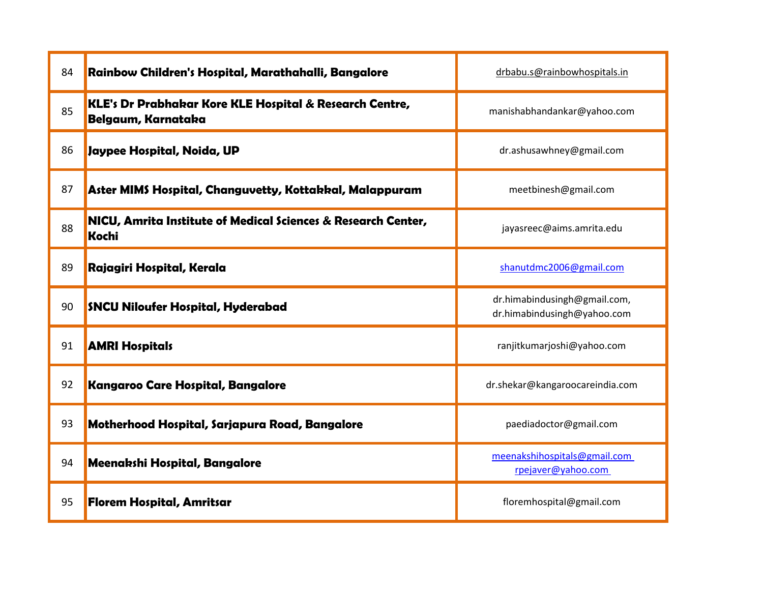| | | |
|---|---|---|
| 84 | **Rainbow Children's Hospital, Marathahalli, Bangalore** | drbabu.s@rainbowhospitals.in |
| 85 | **KLE's Dr Prabhakar Kore KLE Hospital & Research Centre, Belgaum, Karnataka** | manishabhandankar@yahoo.com |
| 86 | **Jaypee Hospital, Noida, UP** | dr.ashusawhney@gmail.com |
| 87 | **Aster MIMS Hospital, Changuvetty, Kottakkal, Malappuram** | meetbinesh@gmail.com |
| 88 | **NICU, Amrita Institute of Medical Sciences & Research Center, Kochi** | jayasreec@aims.amrita.edu |
| 89 | **Rajagiri Hospital, Kerala** | shanutdmc2006@gmail.com |
| 90 | **SNCU Niloufer Hospital, Hyderabad** | dr.himabindusingh@gmail.com, dr.himabindusingh@yahoo.com |
| 91 | **AMRI Hospitals** | ranjitkumarjoshi@yahoo.com |
| 92 | **Kangaroo Care Hospital, Bangalore** | dr.shekar@kangaroocareindia.com |
| 93 | **Motherhood Hospital, Sarjapura Road, Bangalore** | paediadoctor@gmail.com |
| 94 | **Meenakshi Hospital, Bangalore** | meenakshihospitals@gmail.com rpejaver@yahoo.com |
| 95 | **Florem Hospital, Amritsar** | floremhospital@gmail.com |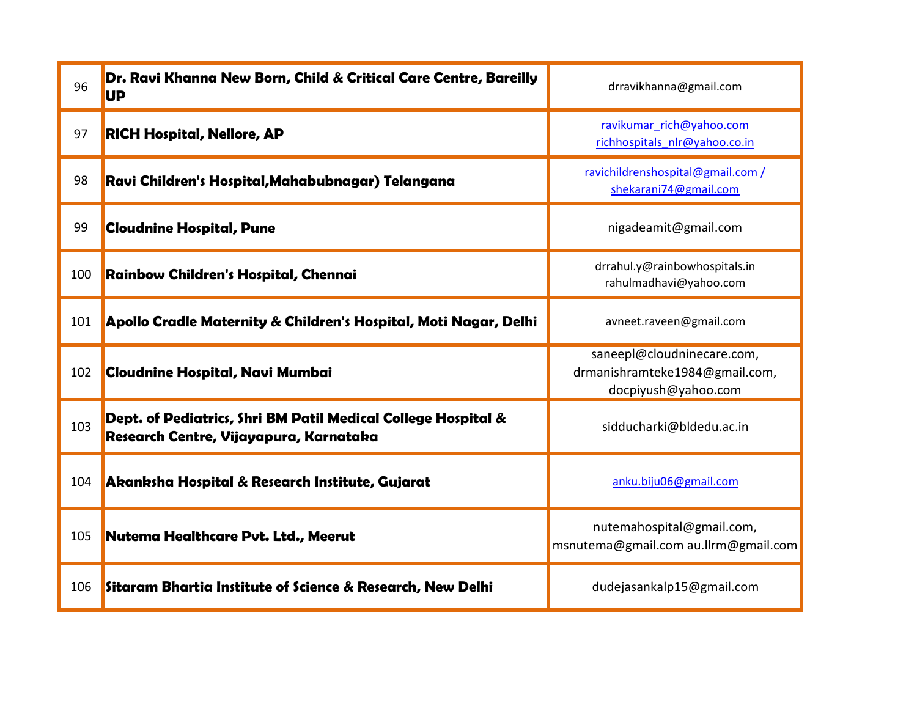| | | |
|---|---|---|
| 96 | **Dr. Ravi Khanna New Born, Child & Critical Care Centre, Bareilly UP** | drravikhanna@gmail.com |
| 97 | **RICH Hospital, Nellore, AP** | ravikumar_rich@yahoo.com richhospitals_nlr@yahoo.co.in |
| 98 | **Ravi Children's Hospital,Mahabubnagar) Telangana** | ravichildrenshospital@gmail.com / shekarani74@gmail.com |
| 99 | **Cloudnine Hospital, Pune** | nigadeamit@gmail.com |
| 100 | **Rainbow Children's Hospital, Chennai** | drrahul.y@rainbowhospitals.in rahulmadhavi@yahoo.com |
| 101 | **Apollo Cradle Maternity & Children's Hospital, Moti Nagar, Delhi** | avneet.raveen@gmail.com |
| 102 | **Cloudnine Hospital, Navi Mumbai** | saneepl@cloudninecare.com, drmanishramteke1984@gmail.com, docpiyush@yahoo.com |
| 103 | **Dept. of Pediatrics, Shri BM Patil Medical College Hospital & Research Centre, Vijayapura, Karnataka** | sidducharki@bldedu.ac.in |
| 104 | **Akanksha Hospital & Research Institute, Gujarat** | anku.biju06@gmail.com |
| 105 | **Nutema Healthcare Pvt. Ltd., Meerut** | nutemahospital@gmail.com, msnutema@gmail.com au.llrm@gmail.com |
| 106 | **Sitaram Bhartia Institute of Science & Research, New Delhi** | dudejasankalp15@gmail.com |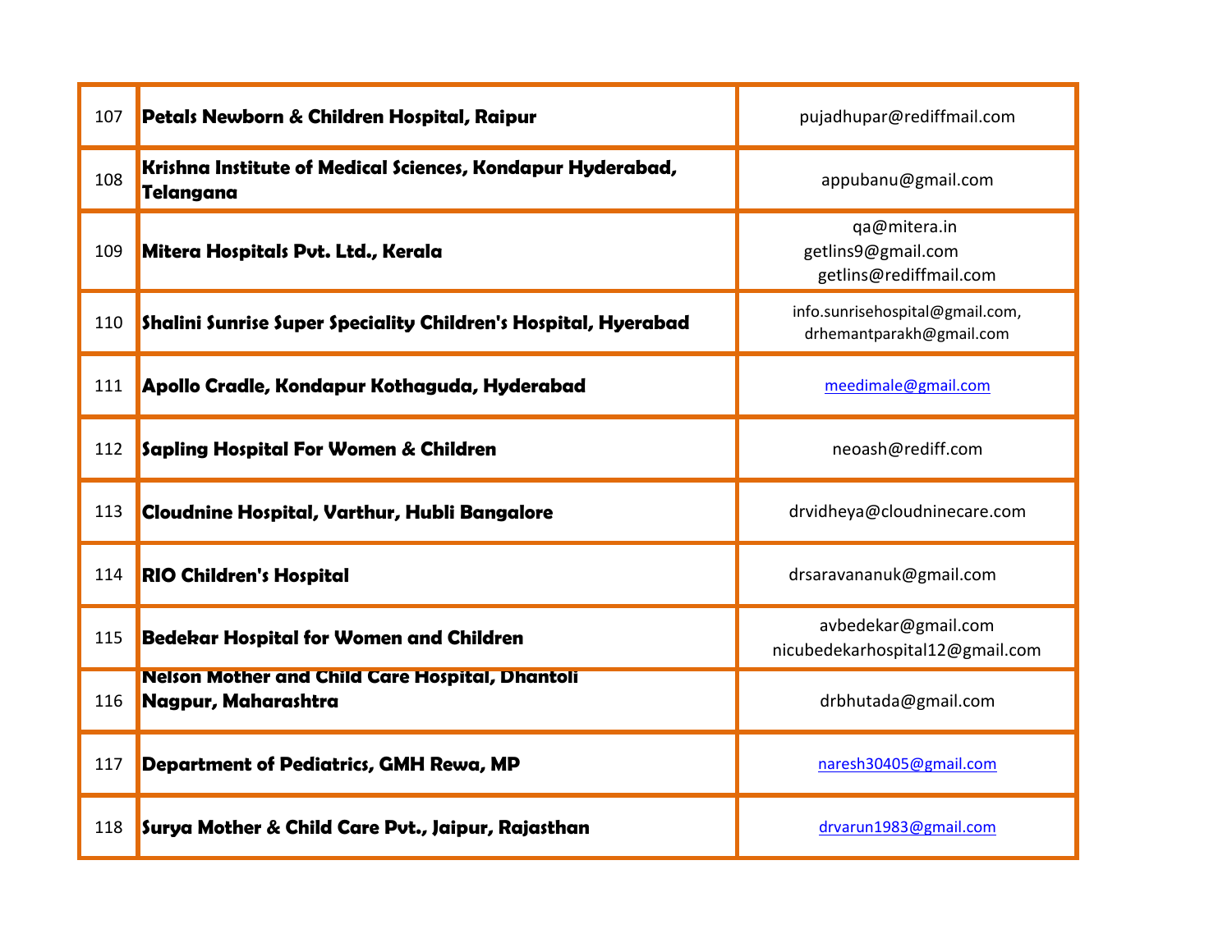| | | |
|---|---|---|
| 107 | **Petals Newborn & Children Hospital, Raipur** | pujadhupar@rediffmail.com |
| 108 | **Krishna Institute of Medical Sciences, Kondapur Hyderabad, Telangana** | appubanu@gmail.com |
| 109 | **Mitera Hospitals Pvt. Ltd., Kerala** | qa@mitera.in<br>getlins9@gmail.com<br>getlins@rediffmail.com |
| 110 | **Shalini Sunrise Super Speciality Children's Hospital, Hyerabad** | info.sunrisehospital@gmail.com,<br>drhemantparakh@gmail.com |
| 111 | **Apollo Cradle, Kondapur Kothaguda, Hyderabad** | meedimale@gmail.com |
| 112 | **Sapling Hospital For Women & Children** | neoash@rediff.com |
| 113 | **Cloudnine Hospital, Varthur, Hubli Bangalore** | drvidheya@cloudninecare.com |
| 114 | **RIO Children's Hospital** | drsaravananuk@gmail.com |
| 115 | **Bedekar Hospital for Women and Children** | avbedekar@gmail.com<br>nicubedekarhospital12@gmail.com |
| 116 | **Nelson Mother and Child Care Hospital, Dhantoli Nagpur, Maharashtra** | drbhutada@gmail.com |
| 117 | **Department of Pediatrics, GMH Rewa, MP** | naresh30405@gmail.com |
| 118 | **Surya Mother & Child Care Pvt., Jaipur, Rajasthan** | drvarun1983@gmail.com |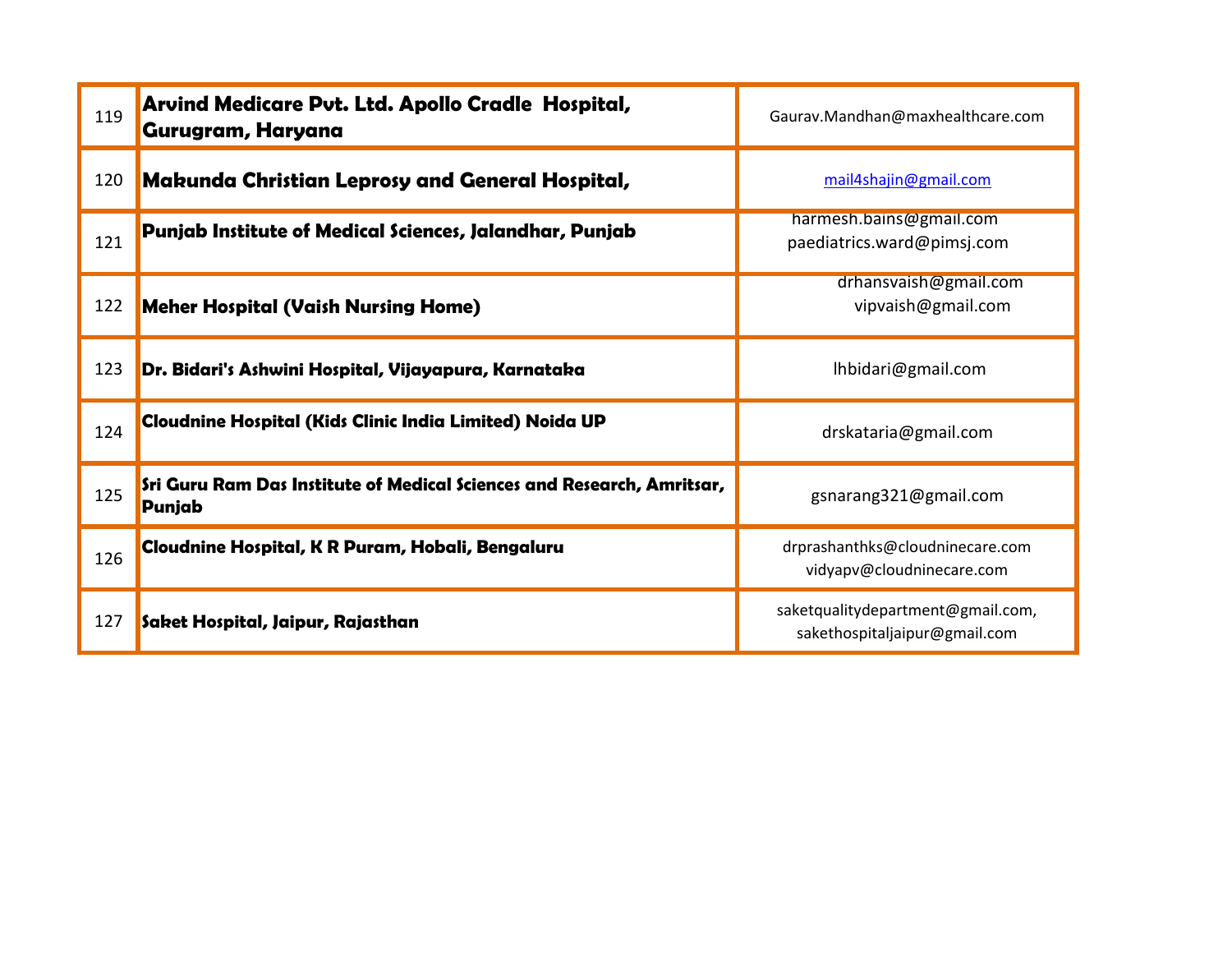| | | |
|---|---|---|
| 119 | **Arvind Medicare Pvt. Ltd. Apollo Cradle Hospital, Gurugram, Haryana** | Gaurav.Mandhan@maxhealthcare.com |
| 120 | **Makunda Christian Leprosy and General Hospital,** | mail4shajin@gmail.com |
| 121 | **Punjab Institute of Medical Sciences, Jalandhar, Punjab** | harmesh.bains@gmail.com paediatrics.ward@pimsj.com |
| 122 | **Meher Hospital (Vaish Nursing Home)** | drhansvaish@gmail.com vipvaish@gmail.com |
| 123 | **Dr. Bidari's Ashwini Hospital, Vijayapura, Karnataka** | lhbidari@gmail.com |
| 124 | **Cloudnine Hospital (Kids Clinic India Limited) Noida UP** | drskataria@gmail.com |
| 125 | **Sri Guru Ram Das Institute of Medical Sciences and Research, Amritsar, Punjab** | gsnarang321@gmail.com |
| 126 | **Cloudnine Hospital, K R Puram, Hobali, Bengaluru** | drprashanthks@cloudninecare.com vidyapv@cloudninecare.com |
| 127 | **Saket Hospital, Jaipur, Rajasthan** | saketqualitydepartment@gmail.com, sakethospitaljaipur@gmail.com |